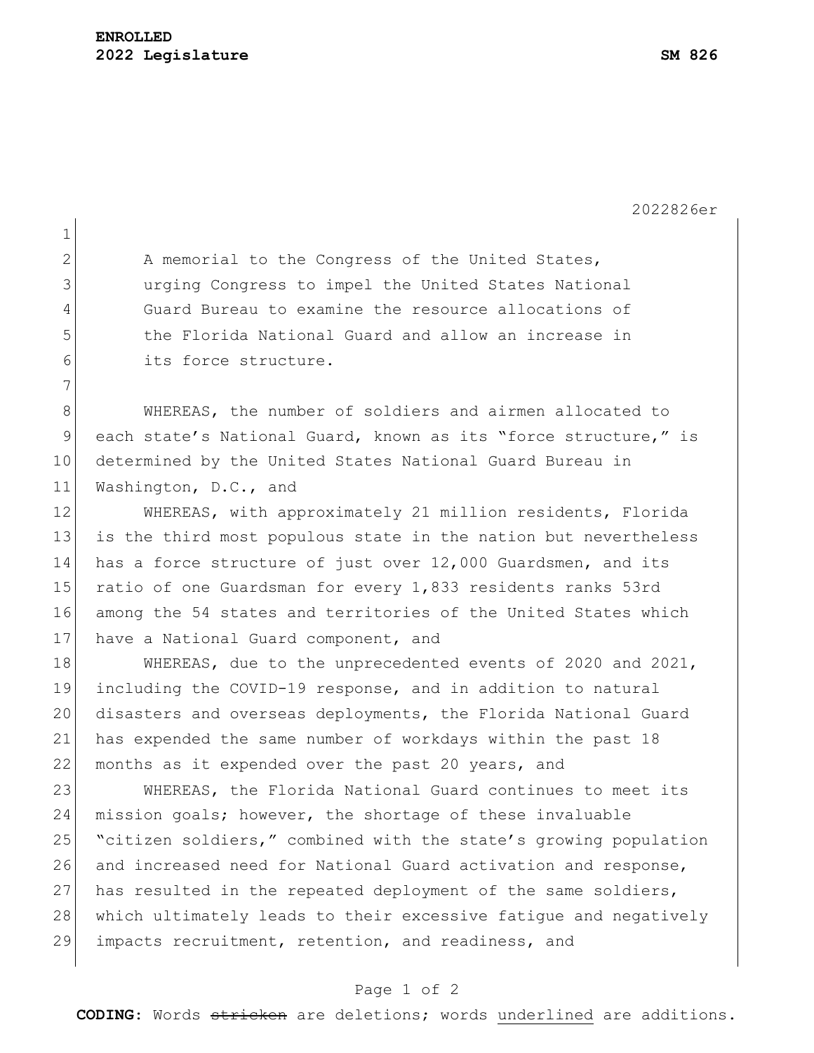**ENROLLED**
**2022 Legislature** **SM 826**

2022826er

A memorial to the Congress of the United States, urging Congress to impel the United States National Guard Bureau to examine the resource allocations of the Florida National Guard and allow an increase in its force structure.

WHEREAS, the number of soldiers and airmen allocated to each state's National Guard, known as its "force structure," is determined by the United States National Guard Bureau in Washington, D.C., and

WHEREAS, with approximately 21 million residents, Florida is the third most populous state in the nation but nevertheless has a force structure of just over 12,000 Guardsmen, and its ratio of one Guardsman for every 1,833 residents ranks 53rd among the 54 states and territories of the United States which have a National Guard component, and

WHEREAS, due to the unprecedented events of 2020 and 2021, including the COVID-19 response, and in addition to natural disasters and overseas deployments, the Florida National Guard has expended the same number of workdays within the past 18 months as it expended over the past 20 years, and

WHEREAS, the Florida National Guard continues to meet its mission goals; however, the shortage of these invaluable "citizen soldiers," combined with the state's growing population and increased need for National Guard activation and response, has resulted in the repeated deployment of the same soldiers, which ultimately leads to their excessive fatigue and negatively impacts recruitment, retention, and readiness, and

**CODING:** Words ~~stricken~~ are deletions; words <u>underlined</u> are additions.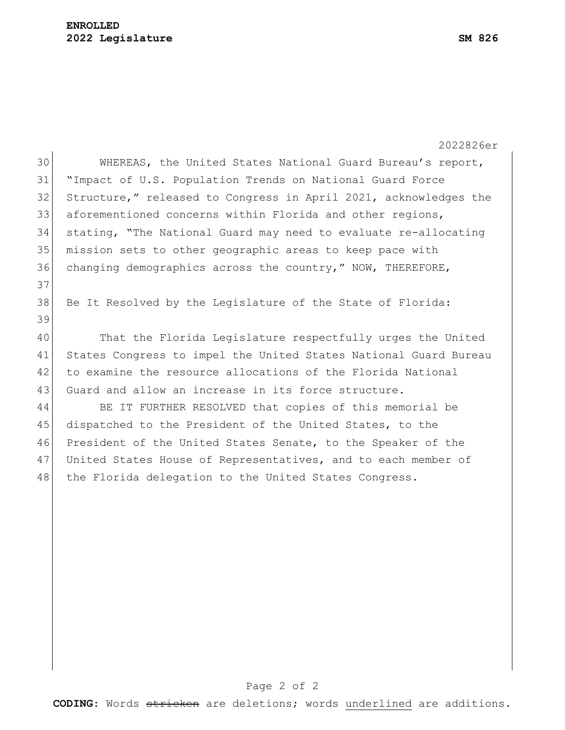WHEREAS, the United States National Guard Bureau's report, "Impact of U.S. Population Trends on National Guard Force Structure," released to Congress in April 2021, acknowledges the aforementioned concerns within Florida and other regions, stating, "The National Guard may need to evaluate re-allocating mission sets to other geographic areas to keep pace with changing demographics across the country," NOW, THEREFORE,

Be It Resolved by the Legislature of the State of Florida:

That the Florida Legislature respectfully urges the United States Congress to impel the United States National Guard Bureau to examine the resource allocations of the Florida National Guard and allow an increase in its force structure.

BE IT FURTHER RESOLVED that copies of this memorial be dispatched to the President of the United States, to the President of the United States Senate, to the Speaker of the United States House of Representatives, and to each member of the Florida delegation to the United States Congress.